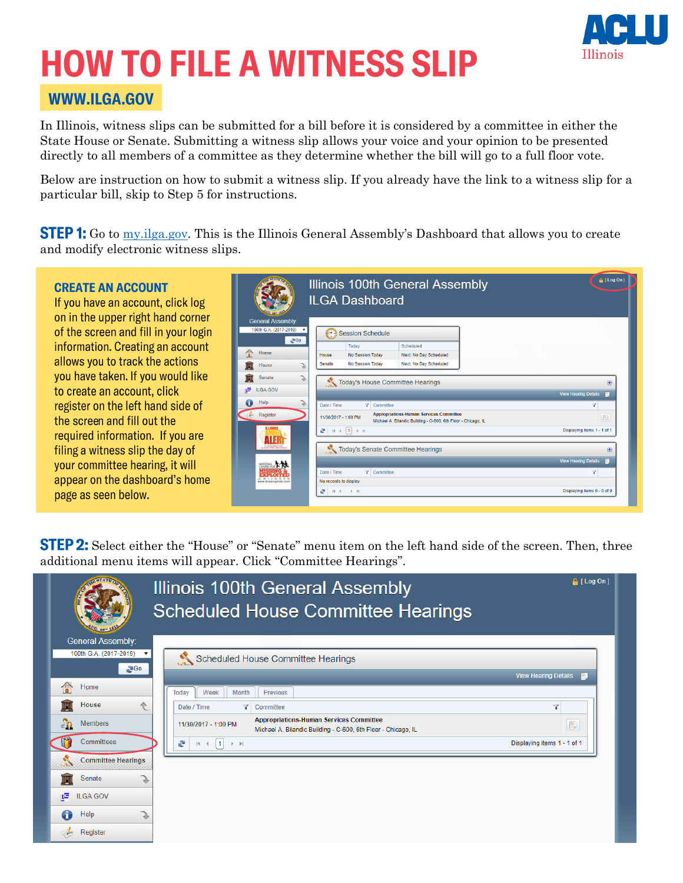# HOW TO FILE A WITNESS SLIP

ACLU Illinois

## WWW.ILGA.GOV

In Illinois, witness slips can be submitted for a bill before it is considered by a committee in either the State House or Senate. Submitting a witness slip allows your voice and your opinion to be presented directly to all members of a committee as they determine whether the bill will go to a full floor vote.

Below are instruction on how to submit a witness slip. If you already have the link to a witness slip for a particular bill, skip to Step 5 for instructions.

**STEP 1:** Go to my.ilga.gov. This is the Illinois General Assembly's Dashboard that allows you to create and modify electronic witness slips.

### CREATE AN ACCOUNT

If you have an account, click log on in the upper right hand corner of the screen and fill in your login information. Creating an account allows you to track the actions you have taken. If you would like to create an account, click register on the left hand side of the screen and fill out the required information. If you are filing a witness slip the day of your committee hearing, it will appear on the dashboard's home page as seen below.

**STEP 2:** Select either the "House" or "Senate" menu item on the left hand side of the screen. Then, three additional menu items will appear. Click "Committee Hearings".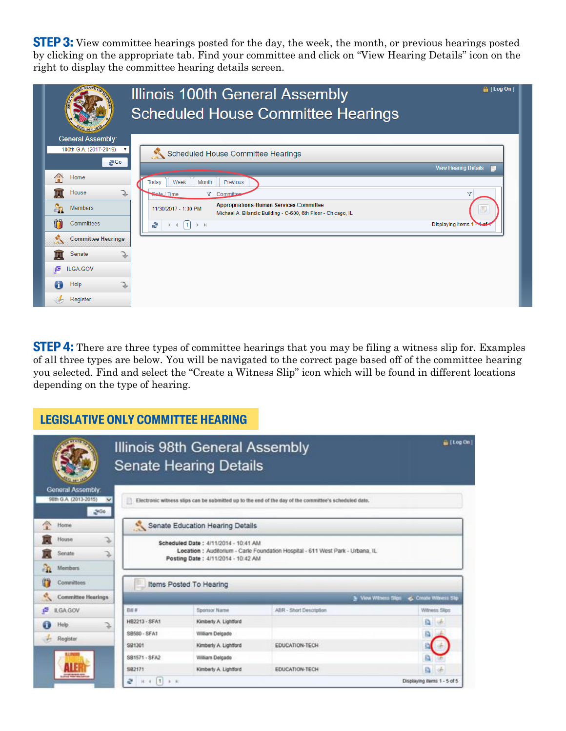**STEP 3:** View committee hearings posted for the day, the week, the month, or previous hearings posted by clicking on the appropriate tab. Find your committee and click on "View Hearing Details" icon on the right to display the committee hearing details screen.

**STEP 4:** There are three types of committee hearings that you may be filing a witness slip for. Examples of all three types are below. You will be navigated to the correct page based off of the committee hearing you selected. Find and select the "Create a Witness Slip" icon which will be found in different locations depending on the type of hearing.

## LEGISLATIVE ONLY COMMITTEE HEARING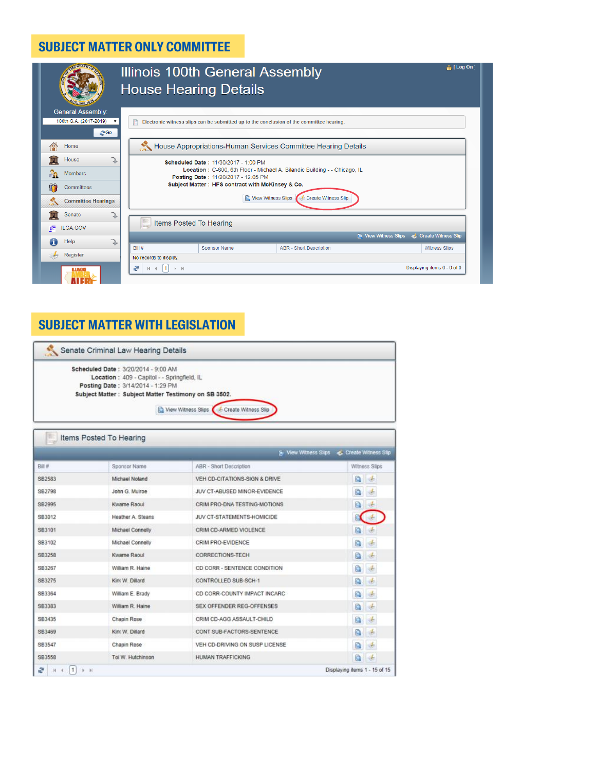## SUBJECT MATTER ONLY COMMITTEE

# Illinois 100th General Assembly
# House Hearing Details

[ Log On ]

General Assembly:
100th G.A. (2017-2019)
Go

- Home
- House
- Members
- Committees
- Committee Hearings
- Senate
- ILGA.GOV
- Help
- Register

Electronic witness slips can be submitted up to the conclusion of the committee hearing.

### House Appropriations-Human Services Committee Hearing Details

**Scheduled Date :** 11/30/2017 - 1:00 PM
**Location :** C-600, 6th Floor - Michael A. Bilandic Building - - Chicago, IL
**Posting Date :** 11/20/2017 - 12:05 PM
**Subject Matter :** **HFS contract with McKinsey & Co.**

View Witness Slips | Create Witness Slip

### Items Posted To Hearing

View Witness Slips | Create Witness Slip

| Bill # | Sponsor Name | ABR - Short Description | Witness Slips |
|---|---|---|---|
| No records to display. | | | |

Displaying items 0 - 0 of 0

## SUBJECT MATTER WITH LEGISLATION

### Senate Criminal Law Hearing Details

**Scheduled Date :** 3/20/2014 - 9:00 AM
**Location :** 409 - Capitol - - Springfield, IL
**Posting Date :** 3/14/2014 - 1:29 PM
**Subject Matter :** **Subject Matter Testimony on SB 3502.**

View Witness Slips | Create Witness Slip

### Items Posted To Hearing

View Witness Slips | Create Witness Slip

| Bill # | Sponsor Name | ABR - Short Description | Witness Slips |
|---|---|---|---|
| SB2583 | Michael Noland | VEH CD-CITATIONS-SIGN & DRIVE | |
| SB2798 | John G. Mulroe | JUV CT-ABUSED MINOR-EVIDENCE | |
| SB2995 | Kwame Raoul | CRIM PRO-DNA TESTING-MOTIONS | |
| SB3012 | Heather A. Steans | JUV CT-STATEMENTS-HOMICIDE | |
| SB3101 | Michael Connelly | CRIM CD-ARMED VIOLENCE | |
| SB3102 | Michael Connelly | CRIM PRO-EVIDENCE | |
| SB3258 | Kwame Raoul | CORRECTIONS-TECH | |
| SB3267 | William R. Haine | CD CORR - SENTENCE CONDITION | |
| SB3275 | Kirk W. Dillard | CONTROLLED SUB-SCH-1 | |
| SB3364 | William E. Brady | CD CORR-COUNTY IMPACT INCARC | |
| SB3383 | William R. Haine | SEX OFFENDER REG-OFFENSES | |
| SB3435 | Chapin Rose | CRIM CD-AGG ASSAULT-CHILD | |
| SB3469 | Kirk W. Dillard | CONT SUB-FACTORS-SENTENCE | |
| SB3547 | Chapin Rose | VEH CD-DRIVING ON SUSP LICENSE | |
| SB3558 | Toi W. Hutchinson | HUMAN TRAFFICKING | |

Displaying items 1 - 15 of 15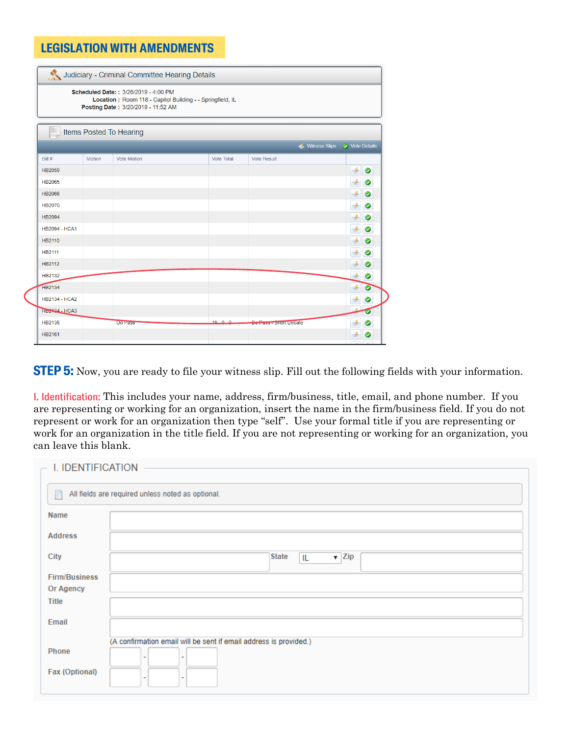## LEGISLATION WITH AMENDMENTS

**Judiciary - Criminal Committee Hearing Details**

**Scheduled Date: :** 3/26/2019 - 4:00 PM
**Location :** Room 118 - Capitol Building - - Springfield, IL
**Posting Date :** 3/20/2019 - 11:52 AM

**Items Posted To Hearing**

Witness Slips | Vote Details

| Bill # | Motion | Vote Motion | Vote Total | Vote Result |
|---|---|---|---|---|
| HB2059 | | | | |
| HB2065 | | | | |
| HB2066 | | | | |
| HB2070 | | | | |
| HB2094 | | | | |
| HB2094 - HCA1 | | | | |
| HB2110 | | | | |
| HB2111 | | | | |
| HB2112 | | | | |
| HB2132 | | | | |
| HB2134 | | | | |
| HB2134 - HCA2 | | | | |
| HB2134 - HCA3 | | | | |
| HB2135 | | Do Pass | 19 - 0 - 0 | Do Pass - Short Debate |
| HB2161 | | | | |

**STEP 5:** Now, you are ready to file your witness slip. Fill out the following fields with your information.

**I. Identification:** This includes your name, address, firm/business, title, email, and phone number. If you are representing or working for an organization, insert the name in the firm/business field. If you do not represent or work for an organization then type "self". Use your formal title if you are representing or work for an organization in the title field. If you are not representing or working for an organization, you can leave this blank.

**I. IDENTIFICATION**

All fields are required unless noted as optional.

- Name
- Address
- City / State: IL / Zip
- Firm/Business Or Agency
- Title
- Email (A confirmation email will be sent if email address is provided.)
- Phone
- Fax (Optional)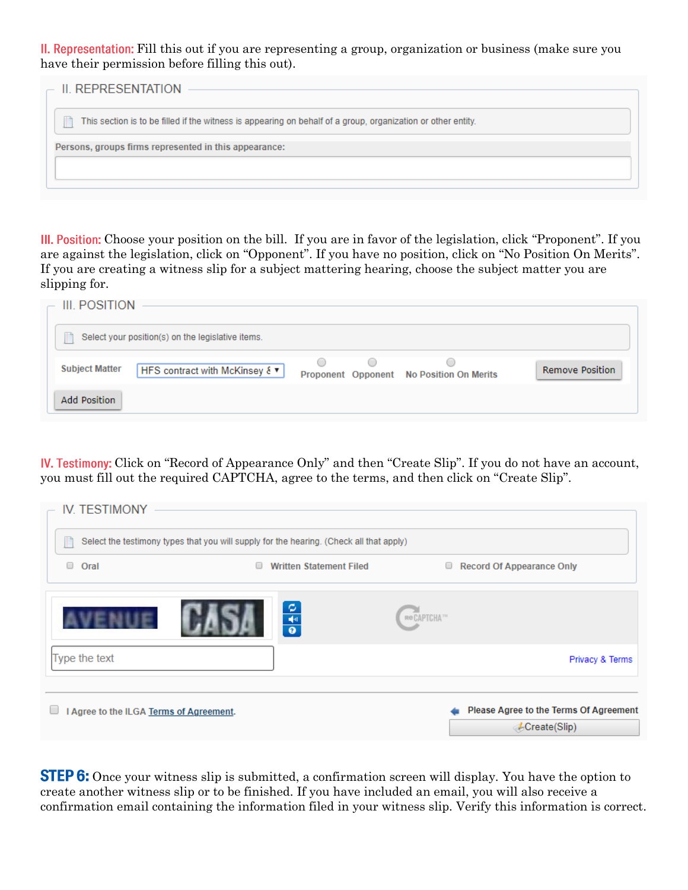**II. Representation:** Fill this out if you are representing a group, organization or business (make sure you have their permission before filling this out).

II. REPRESENTATION

This section is to be filled if the witness is appearing on behalf of a group, organization or other entity.

Persons, groups firms represented in this appearance:

**III. Position:** Choose your position on the bill. If you are in favor of the legislation, click "Proponent". If you are against the legislation, click on "Opponent". If you have no position, click on "No Position On Merits". If you are creating a witness slip for a subject mattering hearing, choose the subject matter you are slipping for.

III. POSITION

Select your position(s) on the legislative items.

Subject Matter | HFS contract with McKinsey & | Proponent | Opponent | No Position On Merits | Remove Position

Add Position

**IV. Testimony:** Click on "Record of Appearance Only" and then "Create Slip". If you do not have an account, you must fill out the required CAPTCHA, agree to the terms, and then click on "Create Slip".

IV. TESTIMONY

Select the testimony types that you will supply for the hearing. (Check all that apply)

Oral | Written Statement Filed | Record Of Appearance Only

AVENUE CASA

Type the text

reCAPTCHA

Privacy & Terms

I Agree to the ILGA Terms of Agreement.

Please Agree to the Terms Of Agreement

Create(Slip)

**STEP 6:** Once your witness slip is submitted, a confirmation screen will display. You have the option to create another witness slip or to be finished. If you have included an email, you will also receive a confirmation email containing the information filed in your witness slip. Verify this information is correct.